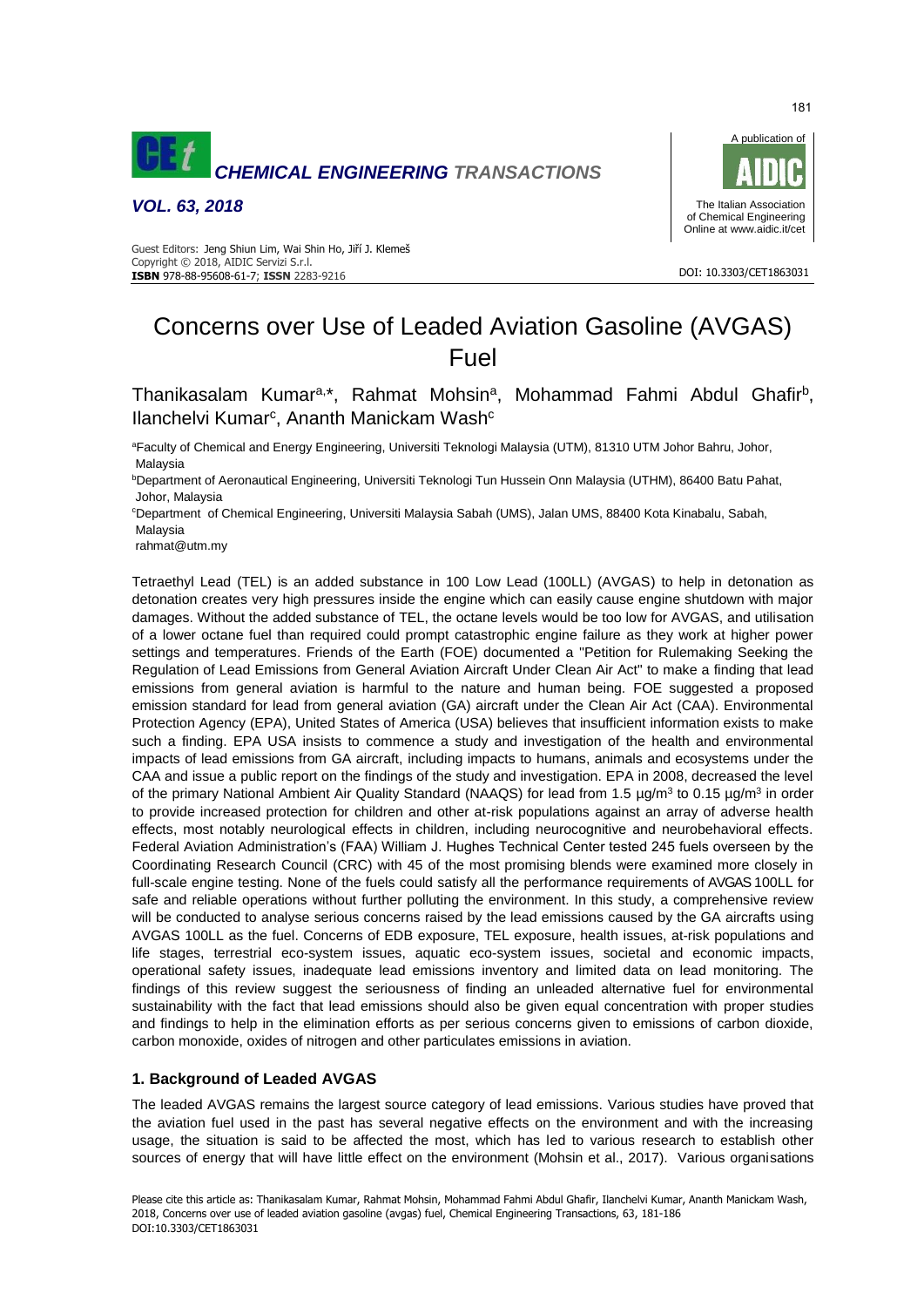# Concerns over Use of Leaded Aviation Gasoline (AVGAS) Fuel

Thanikasalam Kumar[a,*], Rahmat Mohsin[a], Mohammad Fahmi Abdul Ghafir[b], Ilanchelvi Kumar[c], Ananth Manickam Wash[c]

[a]Faculty of Chemical and Energy Engineering, Universiti Teknologi Malaysia (UTM), 81310 UTM Johor Bahru, Johor, Malaysia

[b]Department of Aeronautical Engineering, Universiti Teknologi Tun Hussein Onn Malaysia (UTHM), 86400 Batu Pahat, Johor, Malaysia

[c]Department of Chemical Engineering, Universiti Malaysia Sabah (UMS), Jalan UMS, 88400 Kota Kinabalu, Sabah, Malaysia

rahmat@utm.my

Tetraethyl Lead (TEL) is an added substance in 100 Low Lead (100LL) (AVGAS) to help in detonation as detonation creates very high pressures inside the engine which can easily cause engine shutdown with major damages. Without the added substance of TEL, the octane levels would be too low for AVGAS, and utilisation of a lower octane fuel than required could prompt catastrophic engine failure as they work at higher power settings and temperatures. Friends of the Earth (FOE) documented a "Petition for Rulemaking Seeking the Regulation of Lead Emissions from General Aviation Aircraft Under Clean Air Act" to make a finding that lead emissions from general aviation is harmful to the nature and human being. FOE suggested a proposed emission standard for lead from general aviation (GA) aircraft under the Clean Air Act (CAA). Environmental Protection Agency (EPA), United States of America (USA) believes that insufficient information exists to make such a finding. EPA USA insists to commence a study and investigation of the health and environmental impacts of lead emissions from GA aircraft, including impacts to humans, animals and ecosystems under the CAA and issue a public report on the findings of the study and investigation. EPA in 2008, decreased the level of the primary National Ambient Air Quality Standard (NAAQS) for lead from 1.5 µg/m$^3$ to 0.15 µg/m$^3$ in order to provide increased protection for children and other at-risk populations against an array of adverse health effects, most notably neurological effects in children, including neurocognitive and neurobehavioral effects. Federal Aviation Administration's (FAA) William J. Hughes Technical Center tested 245 fuels overseen by the Coordinating Research Council (CRC) with 45 of the most promising blends were examined more closely in full-scale engine testing. None of the fuels could satisfy all the performance requirements of AVGAS 100LL for safe and reliable operations without further polluting the environment. In this study, a comprehensive review will be conducted to analyse serious concerns raised by the lead emissions caused by the GA aircrafts using AVGAS 100LL as the fuel. Concerns of EDB exposure, TEL exposure, health issues, at-risk populations and life stages, terrestrial eco-system issues, aquatic eco-system issues, societal and economic impacts, operational safety issues, inadequate lead emissions inventory and limited data on lead monitoring. The findings of this review suggest the seriousness of finding an unleaded alternative fuel for environmental sustainability with the fact that lead emissions should also be given equal concentration with proper studies and findings to help in the elimination efforts as per serious concerns given to emissions of carbon dioxide, carbon monoxide, oxides of nitrogen and other particulates emissions in aviation.

## 1. Background of Leaded AVGAS

The leaded AVGAS remains the largest source category of lead emissions. Various studies have proved that the aviation fuel used in the past has several negative effects on the environment and with the increasing usage, the situation is said to be affected the most, which has led to various research to establish other sources of energy that will have little effect on the environment (Mohsin et al., 2017). Various organisations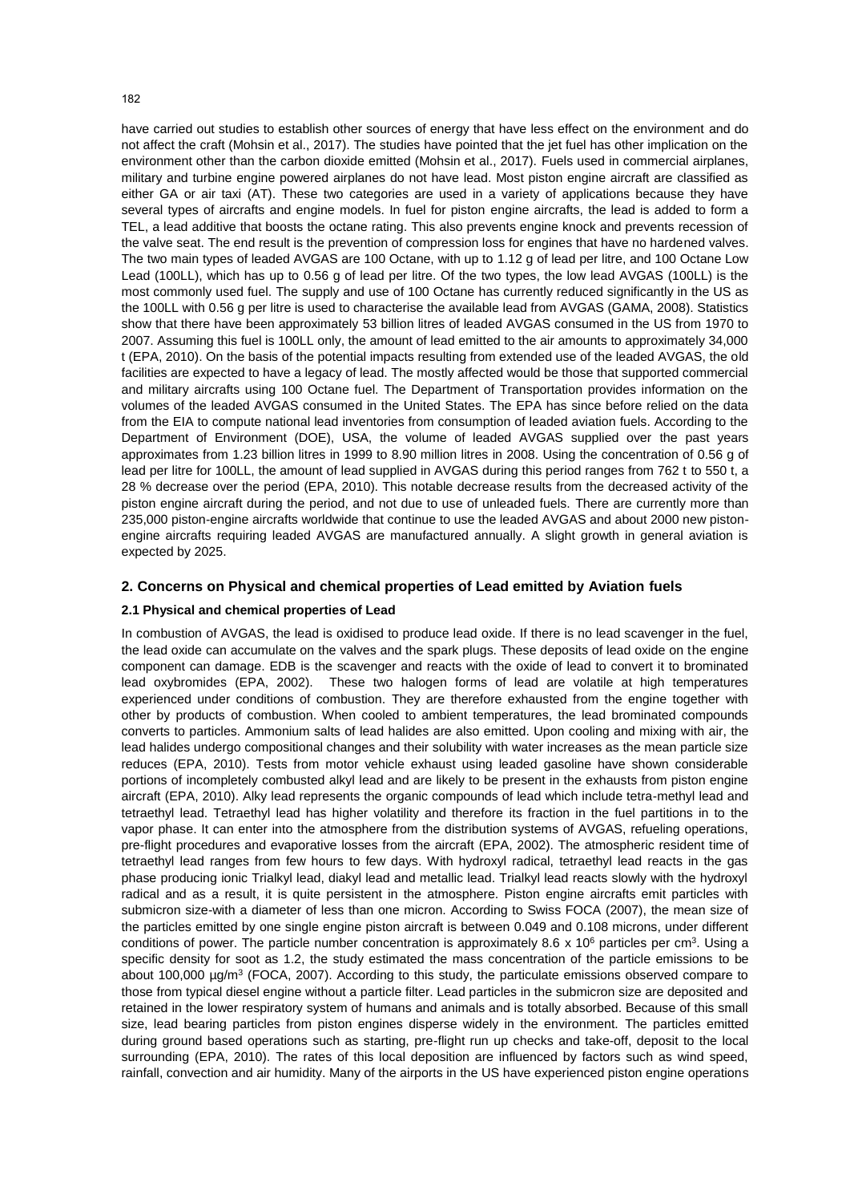have carried out studies to establish other sources of energy that have less effect on the environment and do not affect the craft (Mohsin et al., 2017). The studies have pointed that the jet fuel has other implication on the environment other than the carbon dioxide emitted (Mohsin et al., 2017). Fuels used in commercial airplanes, military and turbine engine powered airplanes do not have lead. Most piston engine aircraft are classified as either GA or air taxi (AT). These two categories are used in a variety of applications because they have several types of aircrafts and engine models. In fuel for piston engine aircrafts, the lead is added to form a TEL, a lead additive that boosts the octane rating. This also prevents engine knock and prevents recession of the valve seat. The end result is the prevention of compression loss for engines that have no hardened valves. The two main types of leaded AVGAS are 100 Octane, with up to 1.12 g of lead per litre, and 100 Octane Low Lead (100LL), which has up to 0.56 g of lead per litre. Of the two types, the low lead AVGAS (100LL) is the most commonly used fuel. The supply and use of 100 Octane has currently reduced significantly in the US as the 100LL with 0.56 g per litre is used to characterise the available lead from AVGAS (GAMA, 2008). Statistics show that there have been approximately 53 billion litres of leaded AVGAS consumed in the US from 1970 to 2007. Assuming this fuel is 100LL only, the amount of lead emitted to the air amounts to approximately 34,000 t (EPA, 2010). On the basis of the potential impacts resulting from extended use of the leaded AVGAS, the old facilities are expected to have a legacy of lead. The mostly affected would be those that supported commercial and military aircrafts using 100 Octane fuel. The Department of Transportation provides information on the volumes of the leaded AVGAS consumed in the United States. The EPA has since before relied on the data from the EIA to compute national lead inventories from consumption of leaded aviation fuels. According to the Department of Environment (DOE), USA, the volume of leaded AVGAS supplied over the past years approximates from 1.23 billion litres in 1999 to 8.90 million litres in 2008. Using the concentration of 0.56 g of lead per litre for 100LL, the amount of lead supplied in AVGAS during this period ranges from 762 t to 550 t, a 28 % decrease over the period (EPA, 2010). This notable decrease results from the decreased activity of the piston engine aircraft during the period, and not due to use of unleaded fuels. There are currently more than 235,000 piston-engine aircrafts worldwide that continue to use the leaded AVGAS and about 2000 new piston-engine aircrafts requiring leaded AVGAS are manufactured annually. A slight growth in general aviation is expected by 2025.

## 2. Concerns on Physical and chemical properties of Lead emitted by Aviation fuels

### 2.1 Physical and chemical properties of Lead

In combustion of AVGAS, the lead is oxidised to produce lead oxide. If there is no lead scavenger in the fuel, the lead oxide can accumulate on the valves and the spark plugs. These deposits of lead oxide on the engine component can damage. EDB is the scavenger and reacts with the oxide of lead to convert it to brominated lead oxybromides (EPA, 2002). These two halogen forms of lead are volatile at high temperatures experienced under conditions of combustion. They are therefore exhausted from the engine together with other by products of combustion. When cooled to ambient temperatures, the lead brominated compounds converts to particles. Ammonium salts of lead halides are also emitted. Upon cooling and mixing with air, the lead halides undergo compositional changes and their solubility with water increases as the mean particle size reduces (EPA, 2010). Tests from motor vehicle exhaust using leaded gasoline have shown considerable portions of incompletely combusted alkyl lead and are likely to be present in the exhausts from piston engine aircraft (EPA, 2010). Alky lead represents the organic compounds of lead which include tetra-methyl lead and tetraethyl lead. Tetraethyl lead has higher volatility and therefore its fraction in the fuel partitions in to the vapor phase. It can enter into the atmosphere from the distribution systems of AVGAS, refueling operations, pre-flight procedures and evaporative losses from the aircraft (EPA, 2002). The atmospheric resident time of tetraethyl lead ranges from few hours to few days. With hydroxyl radical, tetraethyl lead reacts in the gas phase producing ionic Trialkyl lead, diakyl lead and metallic lead. Trialkyl lead reacts slowly with the hydroxyl radical and as a result, it is quite persistent in the atmosphere. Piston engine aircrafts emit particles with submicron size-with a diameter of less than one micron. According to Swiss FOCA (2007), the mean size of the particles emitted by one single engine piston aircraft is between 0.049 and 0.108 microns, under different conditions of power. The particle number concentration is approximately $8.6 \times 10^6$ particles per $cm^3$. Using a specific density for soot as 1.2, the study estimated the mass concentration of the particle emissions to be about 100,000 $\mu g/m^3$ (FOCA, 2007). According to this study, the particulate emissions observed compare to those from typical diesel engine without a particle filter. Lead particles in the submicron size are deposited and retained in the lower respiratory system of humans and animals and is totally absorbed. Because of this small size, lead bearing particles from piston engines disperse widely in the environment. The particles emitted during ground based operations such as starting, pre-flight run up checks and take-off, deposit to the local surrounding (EPA, 2010). The rates of this local deposition are influenced by factors such as wind speed, rainfall, convection and air humidity. Many of the airports in the US have experienced piston engine operations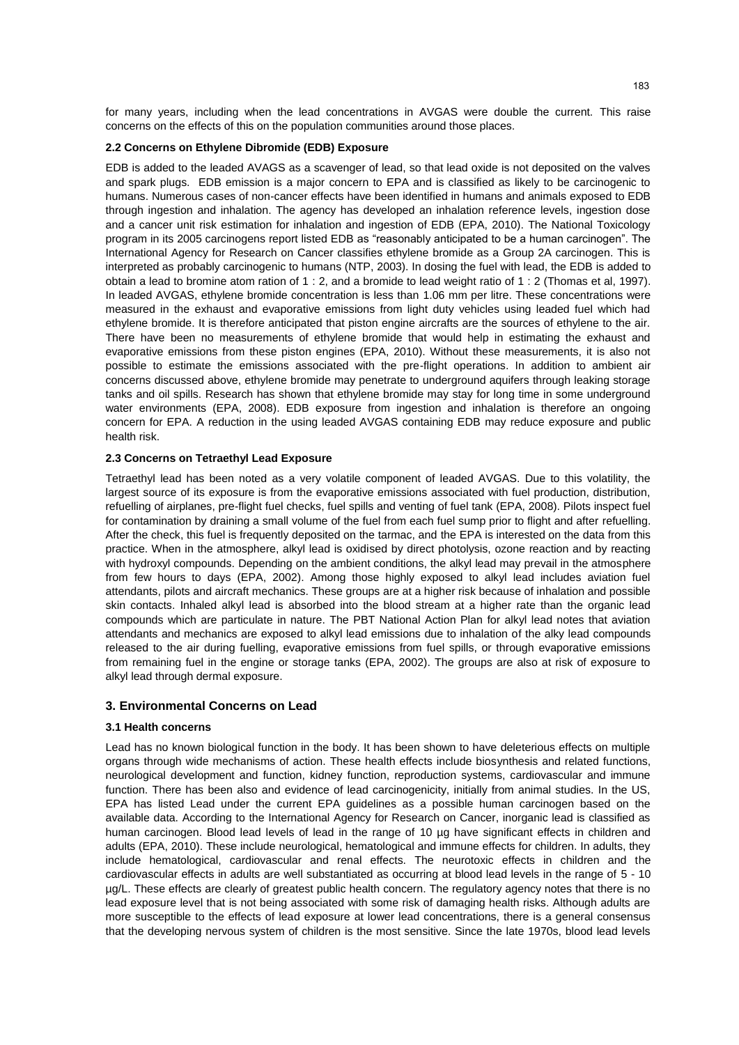for many years, including when the lead concentrations in AVGAS were double the current. This raise concerns on the effects of this on the population communities around those places.

### 2.2 Concerns on Ethylene Dibromide (EDB) Exposure

EDB is added to the leaded AVAGS as a scavenger of lead, so that lead oxide is not deposited on the valves and spark plugs. EDB emission is a major concern to EPA and is classified as likely to be carcinogenic to humans. Numerous cases of non-cancer effects have been identified in humans and animals exposed to EDB through ingestion and inhalation. The agency has developed an inhalation reference levels, ingestion dose and a cancer unit risk estimation for inhalation and ingestion of EDB (EPA, 2010). The National Toxicology program in its 2005 carcinogens report listed EDB as "reasonably anticipated to be a human carcinogen". The International Agency for Research on Cancer classifies ethylene bromide as a Group 2A carcinogen. This is interpreted as probably carcinogenic to humans (NTP, 2003). In dosing the fuel with lead, the EDB is added to obtain a lead to bromine atom ration of 1 : 2, and a bromide to lead weight ratio of 1 : 2 (Thomas et al, 1997). In leaded AVGAS, ethylene bromide concentration is less than 1.06 mm per litre. These concentrations were measured in the exhaust and evaporative emissions from light duty vehicles using leaded fuel which had ethylene bromide. It is therefore anticipated that piston engine aircrafts are the sources of ethylene to the air. There have been no measurements of ethylene bromide that would help in estimating the exhaust and evaporative emissions from these piston engines (EPA, 2010). Without these measurements, it is also not possible to estimate the emissions associated with the pre-flight operations. In addition to ambient air concerns discussed above, ethylene bromide may penetrate to underground aquifers through leaking storage tanks and oil spills. Research has shown that ethylene bromide may stay for long time in some underground water environments (EPA, 2008). EDB exposure from ingestion and inhalation is therefore an ongoing concern for EPA. A reduction in the using leaded AVGAS containing EDB may reduce exposure and public health risk.

### 2.3 Concerns on Tetraethyl Lead Exposure

Tetraethyl lead has been noted as a very volatile component of leaded AVGAS. Due to this volatility, the largest source of its exposure is from the evaporative emissions associated with fuel production, distribution, refuelling of airplanes, pre-flight fuel checks, fuel spills and venting of fuel tank (EPA, 2008). Pilots inspect fuel for contamination by draining a small volume of the fuel from each fuel sump prior to flight and after refuelling. After the check, this fuel is frequently deposited on the tarmac, and the EPA is interested on the data from this practice. When in the atmosphere, alkyl lead is oxidised by direct photolysis, ozone reaction and by reacting with hydroxyl compounds. Depending on the ambient conditions, the alkyl lead may prevail in the atmosphere from few hours to days (EPA, 2002). Among those highly exposed to alkyl lead includes aviation fuel attendants, pilots and aircraft mechanics. These groups are at a higher risk because of inhalation and possible skin contacts. Inhaled alkyl lead is absorbed into the blood stream at a higher rate than the organic lead compounds which are particulate in nature. The PBT National Action Plan for alkyl lead notes that aviation attendants and mechanics are exposed to alkyl lead emissions due to inhalation of the alky lead compounds released to the air during fuelling, evaporative emissions from fuel spills, or through evaporative emissions from remaining fuel in the engine or storage tanks (EPA, 2002). The groups are also at risk of exposure to alkyl lead through dermal exposure.

## 3. Environmental Concerns on Lead

### 3.1 Health concerns

Lead has no known biological function in the body. It has been shown to have deleterious effects on multiple organs through wide mechanisms of action. These health effects include biosynthesis and related functions, neurological development and function, kidney function, reproduction systems, cardiovascular and immune function. There has been also and evidence of lead carcinogenicity, initially from animal studies. In the US, EPA has listed Lead under the current EPA guidelines as a possible human carcinogen based on the available data. According to the International Agency for Research on Cancer, inorganic lead is classified as human carcinogen. Blood lead levels of lead in the range of 10 µg have significant effects in children and adults (EPA, 2010). These include neurological, hematological and immune effects for children. In adults, they include hematological, cardiovascular and renal effects. The neurotoxic effects in children and the cardiovascular effects in adults are well substantiated as occurring at blood lead levels in the range of 5 - 10 µg/L. These effects are clearly of greatest public health concern. The regulatory agency notes that there is no lead exposure level that is not being associated with some risk of damaging health risks. Although adults are more susceptible to the effects of lead exposure at lower lead concentrations, there is a general consensus that the developing nervous system of children is the most sensitive. Since the late 1970s, blood lead levels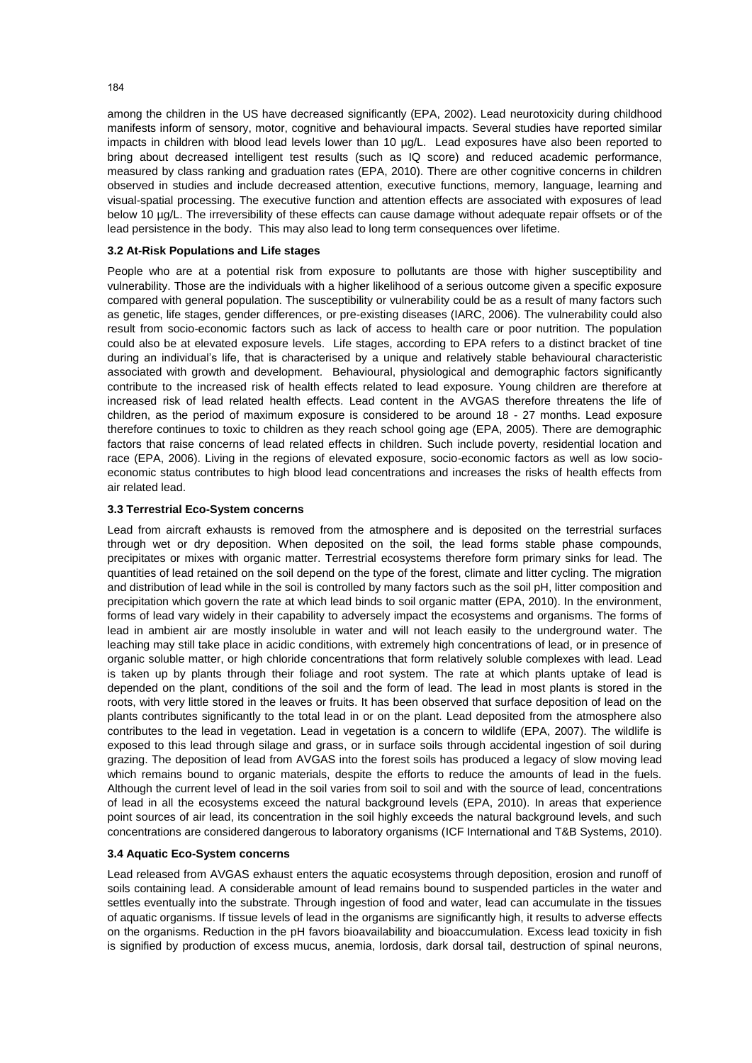among the children in the US have decreased significantly (EPA, 2002). Lead neurotoxicity during childhood manifests inform of sensory, motor, cognitive and behavioural impacts. Several studies have reported similar impacts in children with blood lead levels lower than 10 µg/L. Lead exposures have also been reported to bring about decreased intelligent test results (such as IQ score) and reduced academic performance, measured by class ranking and graduation rates (EPA, 2010). There are other cognitive concerns in children observed in studies and include decreased attention, executive functions, memory, language, learning and visual-spatial processing. The executive function and attention effects are associated with exposures of lead below 10 µg/L. The irreversibility of these effects can cause damage without adequate repair offsets or of the lead persistence in the body. This may also lead to long term consequences over lifetime.

### 3.2 At-Risk Populations and Life stages

People who are at a potential risk from exposure to pollutants are those with higher susceptibility and vulnerability. Those are the individuals with a higher likelihood of a serious outcome given a specific exposure compared with general population. The susceptibility or vulnerability could be as a result of many factors such as genetic, life stages, gender differences, or pre-existing diseases (IARC, 2006). The vulnerability could also result from socio-economic factors such as lack of access to health care or poor nutrition. The population could also be at elevated exposure levels. Life stages, according to EPA refers to a distinct bracket of tine during an individual's life, that is characterised by a unique and relatively stable behavioural characteristic associated with growth and development. Behavioural, physiological and demographic factors significantly contribute to the increased risk of health effects related to lead exposure. Young children are therefore at increased risk of lead related health effects. Lead content in the AVGAS therefore threatens the life of children, as the period of maximum exposure is considered to be around 18 - 27 months. Lead exposure therefore continues to toxic to children as they reach school going age (EPA, 2005). There are demographic factors that raise concerns of lead related effects in children. Such include poverty, residential location and race (EPA, 2006). Living in the regions of elevated exposure, socio-economic factors as well as low socio-economic status contributes to high blood lead concentrations and increases the risks of health effects from air related lead.

### 3.3 Terrestrial Eco-System concerns

Lead from aircraft exhausts is removed from the atmosphere and is deposited on the terrestrial surfaces through wet or dry deposition. When deposited on the soil, the lead forms stable phase compounds, precipitates or mixes with organic matter. Terrestrial ecosystems therefore form primary sinks for lead. The quantities of lead retained on the soil depend on the type of the forest, climate and litter cycling. The migration and distribution of lead while in the soil is controlled by many factors such as the soil pH, litter composition and precipitation which govern the rate at which lead binds to soil organic matter (EPA, 2010). In the environment, forms of lead vary widely in their capability to adversely impact the ecosystems and organisms. The forms of lead in ambient air are mostly insoluble in water and will not leach easily to the underground water. The leaching may still take place in acidic conditions, with extremely high concentrations of lead, or in presence of organic soluble matter, or high chloride concentrations that form relatively soluble complexes with lead. Lead is taken up by plants through their foliage and root system. The rate at which plants uptake of lead is depended on the plant, conditions of the soil and the form of lead. The lead in most plants is stored in the roots, with very little stored in the leaves or fruits. It has been observed that surface deposition of lead on the plants contributes significantly to the total lead in or on the plant. Lead deposited from the atmosphere also contributes to the lead in vegetation. Lead in vegetation is a concern to wildlife (EPA, 2007). The wildlife is exposed to this lead through silage and grass, or in surface soils through accidental ingestion of soil during grazing. The deposition of lead from AVGAS into the forest soils has produced a legacy of slow moving lead which remains bound to organic materials, despite the efforts to reduce the amounts of lead in the fuels. Although the current level of lead in the soil varies from soil to soil and with the source of lead, concentrations of lead in all the ecosystems exceed the natural background levels (EPA, 2010). In areas that experience point sources of air lead, its concentration in the soil highly exceeds the natural background levels, and such concentrations are considered dangerous to laboratory organisms (ICF International and T&B Systems, 2010).

### 3.4 Aquatic Eco-System concerns

Lead released from AVGAS exhaust enters the aquatic ecosystems through deposition, erosion and runoff of soils containing lead. A considerable amount of lead remains bound to suspended particles in the water and settles eventually into the substrate. Through ingestion of food and water, lead can accumulate in the tissues of aquatic organisms. If tissue levels of lead in the organisms are significantly high, it results to adverse effects on the organisms. Reduction in the pH favors bioavailability and bioaccumulation. Excess lead toxicity in fish is signified by production of excess mucus, anemia, lordosis, dark dorsal tail, destruction of spinal neurons,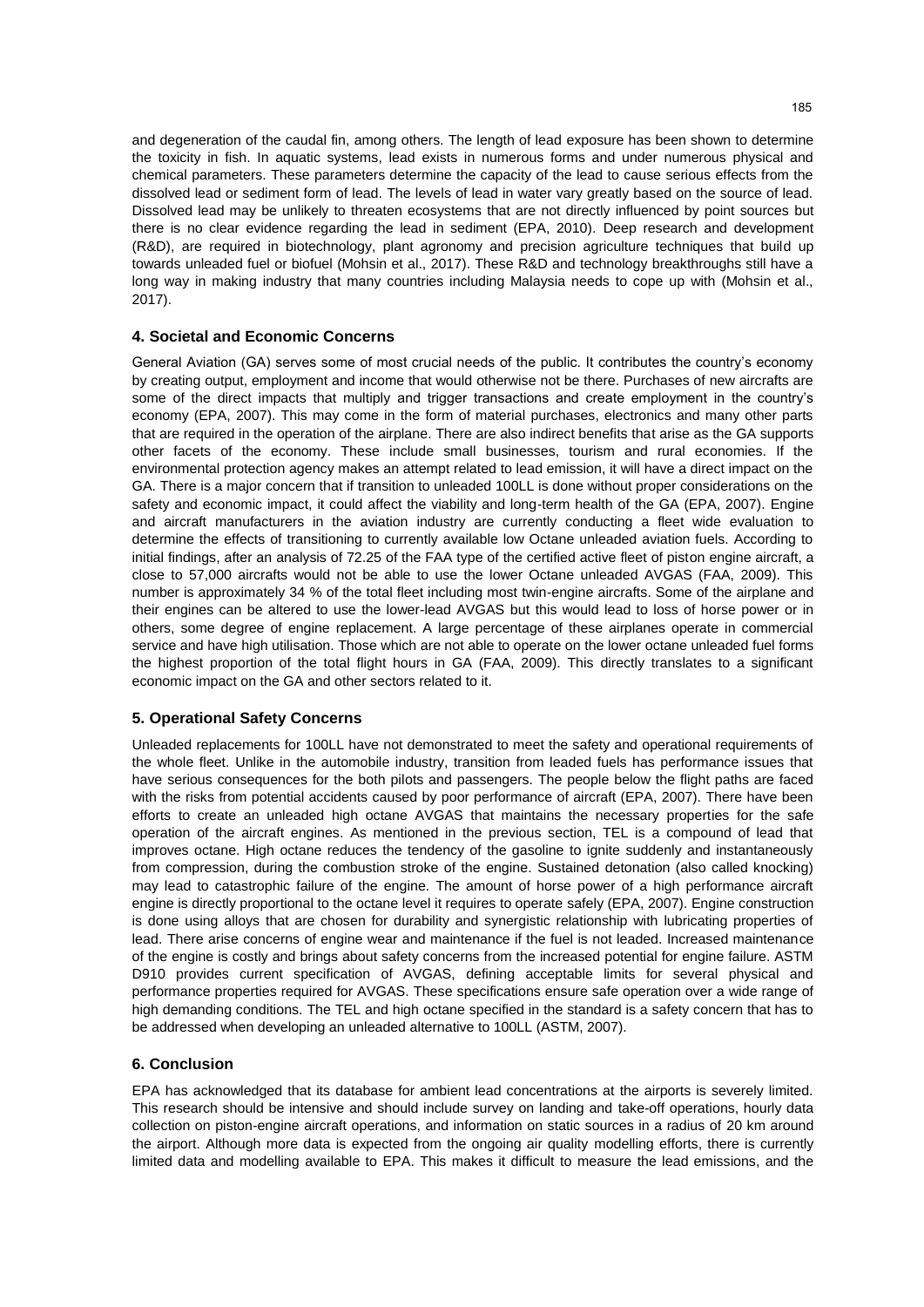and degeneration of the caudal fin, among others. The length of lead exposure has been shown to determine the toxicity in fish. In aquatic systems, lead exists in numerous forms and under numerous physical and chemical parameters. These parameters determine the capacity of the lead to cause serious effects from the dissolved lead or sediment form of lead. The levels of lead in water vary greatly based on the source of lead. Dissolved lead may be unlikely to threaten ecosystems that are not directly influenced by point sources but there is no clear evidence regarding the lead in sediment (EPA, 2010). Deep research and development (R&D), are required in biotechnology, plant agronomy and precision agriculture techniques that build up towards unleaded fuel or biofuel (Mohsin et al., 2017). These R&D and technology breakthroughs still have a long way in making industry that many countries including Malaysia needs to cope up with (Mohsin et al., 2017).

## 4. Societal and Economic Concerns

General Aviation (GA) serves some of most crucial needs of the public. It contributes the country's economy by creating output, employment and income that would otherwise not be there. Purchases of new aircrafts are some of the direct impacts that multiply and trigger transactions and create employment in the country's economy (EPA, 2007). This may come in the form of material purchases, electronics and many other parts that are required in the operation of the airplane. There are also indirect benefits that arise as the GA supports other facets of the economy. These include small businesses, tourism and rural economies. If the environmental protection agency makes an attempt related to lead emission, it will have a direct impact on the GA. There is a major concern that if transition to unleaded 100LL is done without proper considerations on the safety and economic impact, it could affect the viability and long-term health of the GA (EPA, 2007). Engine and aircraft manufacturers in the aviation industry are currently conducting a fleet wide evaluation to determine the effects of transitioning to currently available low Octane unleaded aviation fuels. According to initial findings, after an analysis of 72.25 of the FAA type of the certified active fleet of piston engine aircraft, a close to 57,000 aircrafts would not be able to use the lower Octane unleaded AVGAS (FAA, 2009). This number is approximately 34 % of the total fleet including most twin-engine aircrafts. Some of the airplane and their engines can be altered to use the lower-lead AVGAS but this would lead to loss of horse power or in others, some degree of engine replacement. A large percentage of these airplanes operate in commercial service and have high utilisation. Those which are not able to operate on the lower octane unleaded fuel forms the highest proportion of the total flight hours in GA (FAA, 2009). This directly translates to a significant economic impact on the GA and other sectors related to it.

## 5. Operational Safety Concerns

Unleaded replacements for 100LL have not demonstrated to meet the safety and operational requirements of the whole fleet. Unlike in the automobile industry, transition from leaded fuels has performance issues that have serious consequences for the both pilots and passengers. The people below the flight paths are faced with the risks from potential accidents caused by poor performance of aircraft (EPA, 2007). There have been efforts to create an unleaded high octane AVGAS that maintains the necessary properties for the safe operation of the aircraft engines. As mentioned in the previous section, TEL is a compound of lead that improves octane. High octane reduces the tendency of the gasoline to ignite suddenly and instantaneously from compression, during the combustion stroke of the engine. Sustained detonation (also called knocking) may lead to catastrophic failure of the engine. The amount of horse power of a high performance aircraft engine is directly proportional to the octane level it requires to operate safely (EPA, 2007). Engine construction is done using alloys that are chosen for durability and synergistic relationship with lubricating properties of lead. There arise concerns of engine wear and maintenance if the fuel is not leaded. Increased maintenance of the engine is costly and brings about safety concerns from the increased potential for engine failure. ASTM D910 provides current specification of AVGAS, defining acceptable limits for several physical and performance properties required for AVGAS. These specifications ensure safe operation over a wide range of high demanding conditions. The TEL and high octane specified in the standard is a safety concern that has to be addressed when developing an unleaded alternative to 100LL (ASTM, 2007).

## 6. Conclusion

EPA has acknowledged that its database for ambient lead concentrations at the airports is severely limited. This research should be intensive and should include survey on landing and take-off operations, hourly data collection on piston-engine aircraft operations, and information on static sources in a radius of 20 km around the airport. Although more data is expected from the ongoing air quality modelling efforts, there is currently limited data and modelling available to EPA. This makes it difficult to measure the lead emissions, and the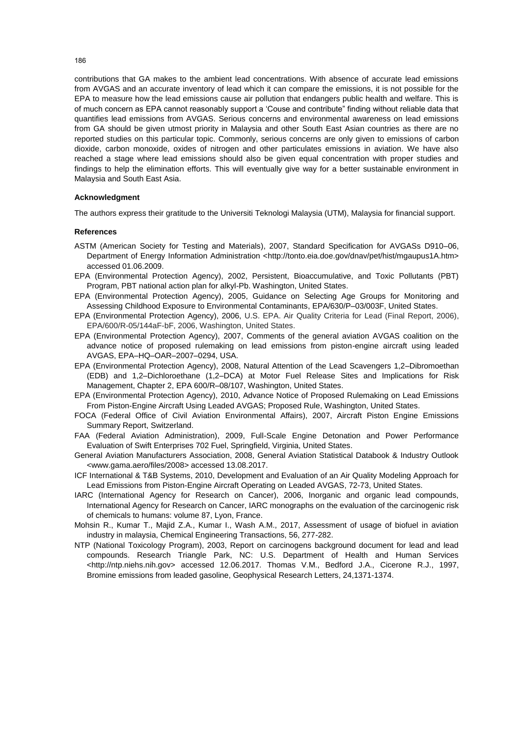contributions that GA makes to the ambient lead concentrations. With absence of accurate lead emissions from AVGAS and an accurate inventory of lead which it can compare the emissions, it is not possible for the EPA to measure how the lead emissions cause air pollution that endangers public health and welfare. This is of much concern as EPA cannot reasonably support a 'Couse and contribute" finding without reliable data that quantifies lead emissions from AVGAS. Serious concerns and environmental awareness on lead emissions from GA should be given utmost priority in Malaysia and other South East Asian countries as there are no reported studies on this particular topic. Commonly, serious concerns are only given to emissions of carbon dioxide, carbon monoxide, oxides of nitrogen and other particulates emissions in aviation. We have also reached a stage where lead emissions should also be given equal concentration with proper studies and findings to help the elimination efforts. This will eventually give way for a better sustainable environment in Malaysia and South East Asia.

## Acknowledgment

The authors express their gratitude to the Universiti Teknologi Malaysia (UTM), Malaysia for financial support.

## References

ASTM (American Society for Testing and Materials), 2007, Standard Specification for AVGASs D910–06, Department of Energy Information Administration <http://tonto.eia.doe.gov/dnav/pet/hist/mgaupus1A.htm> accessed 01.06.2009.

EPA (Environmental Protection Agency), 2002, Persistent, Bioaccumulative, and Toxic Pollutants (PBT) Program, PBT national action plan for alkyl-Pb. Washington, United States.

EPA (Environmental Protection Agency), 2005, Guidance on Selecting Age Groups for Monitoring and Assessing Childhood Exposure to Environmental Contaminants, EPA/630/P–03/003F, United States.

EPA (Environmental Protection Agency), 2006, U.S. EPA. Air Quality Criteria for Lead (Final Report, 2006), EPA/600/R-05/144aF-bF, 2006, Washington, United States.

EPA (Environmental Protection Agency), 2007, Comments of the general aviation AVGAS coalition on the advance notice of proposed rulemaking on lead emissions from piston-engine aircraft using leaded AVGAS, EPA–HQ–OAR–2007–0294, USA.

EPA (Environmental Protection Agency), 2008, Natural Attention of the Lead Scavengers 1,2–Dibromoethan (EDB) and 1,2–Dichloroethane (1,2–DCA) at Motor Fuel Release Sites and Implications for Risk Management, Chapter 2, EPA 600/R–08/107, Washington, United States.

EPA (Environmental Protection Agency), 2010, Advance Notice of Proposed Rulemaking on Lead Emissions From Piston-Engine Aircraft Using Leaded AVGAS; Proposed Rule, Washington, United States.

FOCA (Federal Office of Civil Aviation Environmental Affairs), 2007, Aircraft Piston Engine Emissions Summary Report, Switzerland.

FAA (Federal Aviation Administration), 2009, Full-Scale Engine Detonation and Power Performance Evaluation of Swift Enterprises 702 Fuel, Springfield, Virginia, United States.

General Aviation Manufacturers Association, 2008, General Aviation Statistical Databook & Industry Outlook <www.gama.aero/files/2008> accessed 13.08.2017.

ICF International & T&B Systems, 2010, Development and Evaluation of an Air Quality Modeling Approach for Lead Emissions from Piston-Engine Aircraft Operating on Leaded AVGAS, 72-73, United States.

IARC (International Agency for Research on Cancer), 2006, Inorganic and organic lead compounds, International Agency for Research on Cancer, IARC monographs on the evaluation of the carcinogenic risk of chemicals to humans: volume 87, Lyon, France.

Mohsin R., Kumar T., Majid Z.A., Kumar I., Wash A.M., 2017, Assessment of usage of biofuel in aviation industry in malaysia, Chemical Engineering Transactions, 56, 277-282.

NTP (National Toxicology Program), 2003, Report on carcinogens background document for lead and lead compounds. Research Triangle Park, NC: U.S. Department of Health and Human Services <http://ntp.niehs.nih.gov> accessed 12.06.2017. Thomas V.M., Bedford J.A., Cicerone R.J., 1997, Bromine emissions from leaded gasoline, Geophysical Research Letters, 24,1371-1374.